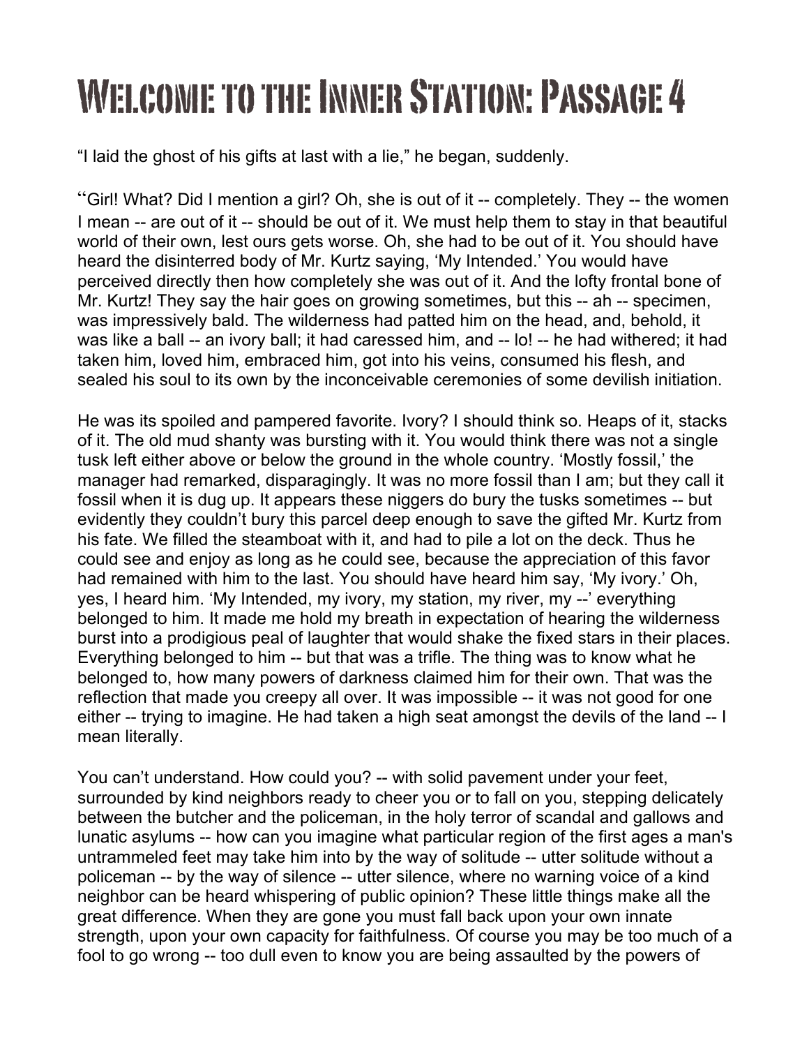# Welcome to the Inner Station: Passage 4

"I laid the ghost of his gifts at last with a lie," he began, suddenly.

"Girl! What? Did I mention a girl? Oh, she is out of it -- completely. They -- the women I mean -- are out of it -- should be out of it. We must help them to stay in that beautiful world of their own, lest ours gets worse. Oh, she had to be out of it. You should have heard the disinterred body of Mr. Kurtz saying, 'My Intended.' You would have perceived directly then how completely she was out of it. And the lofty frontal bone of Mr. Kurtz! They say the hair goes on growing sometimes, but this -- ah -- specimen, was impressively bald. The wilderness had patted him on the head, and, behold, it was like a ball -- an ivory ball; it had caressed him, and -- lo! -- he had withered; it had taken him, loved him, embraced him, got into his veins, consumed his flesh, and sealed his soul to its own by the inconceivable ceremonies of some devilish initiation.

He was its spoiled and pampered favorite. Ivory? I should think so. Heaps of it, stacks of it. The old mud shanty was bursting with it. You would think there was not a single tusk left either above or below the ground in the whole country. 'Mostly fossil,' the manager had remarked, disparagingly. It was no more fossil than I am; but they call it fossil when it is dug up. It appears these niggers do bury the tusks sometimes -- but evidently they couldn't bury this parcel deep enough to save the gifted Mr. Kurtz from his fate. We filled the steamboat with it, and had to pile a lot on the deck. Thus he could see and enjoy as long as he could see, because the appreciation of this favor had remained with him to the last. You should have heard him say, 'My ivory.' Oh, yes, I heard him. 'My Intended, my ivory, my station, my river, my --' everything belonged to him. It made me hold my breath in expectation of hearing the wilderness burst into a prodigious peal of laughter that would shake the fixed stars in their places. Everything belonged to him -- but that was a trifle. The thing was to know what he belonged to, how many powers of darkness claimed him for their own. That was the reflection that made you creepy all over. It was impossible -- it was not good for one either -- trying to imagine. He had taken a high seat amongst the devils of the land -- I mean literally.

You can't understand. How could you? -- with solid pavement under your feet, surrounded by kind neighbors ready to cheer you or to fall on you, stepping delicately between the butcher and the policeman, in the holy terror of scandal and gallows and lunatic asylums -- how can you imagine what particular region of the first ages a man's untrammeled feet may take him into by the way of solitude -- utter solitude without a policeman -- by the way of silence -- utter silence, where no warning voice of a kind neighbor can be heard whispering of public opinion? These little things make all the great difference. When they are gone you must fall back upon your own innate strength, upon your own capacity for faithfulness. Of course you may be too much of a fool to go wrong -- too dull even to know you are being assaulted by the powers of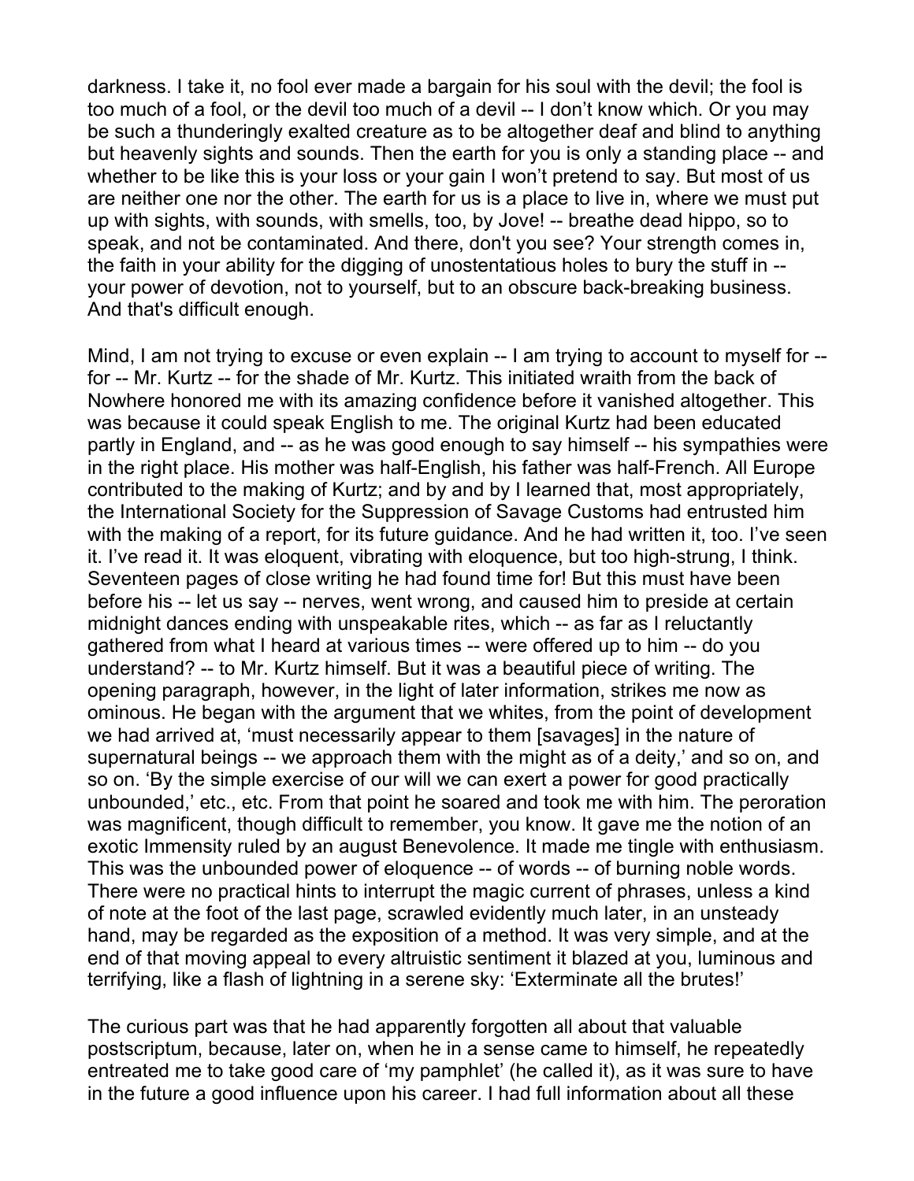darkness. I take it, no fool ever made a bargain for his soul with the devil; the fool is too much of a fool, or the devil too much of a devil -- I don't know which. Or you may be such a thunderingly exalted creature as to be altogether deaf and blind to anything but heavenly sights and sounds. Then the earth for you is only a standing place -- and whether to be like this is your loss or your gain I won't pretend to say. But most of us are neither one nor the other. The earth for us is a place to live in, where we must put up with sights, with sounds, with smells, too, by Jove! -- breathe dead hippo, so to speak, and not be contaminated. And there, don't you see? Your strength comes in, the faith in your ability for the digging of unostentatious holes to bury the stuff in -- your power of devotion, not to yourself, but to an obscure back-breaking business. And that's difficult enough.

Mind, I am not trying to excuse or even explain -- I am trying to account to myself for -- for -- Mr. Kurtz -- for the shade of Mr. Kurtz. This initiated wraith from the back of Nowhere honored me with its amazing confidence before it vanished altogether. This was because it could speak English to me. The original Kurtz had been educated partly in England, and -- as he was good enough to say himself -- his sympathies were in the right place. His mother was half-English, his father was half-French. All Europe contributed to the making of Kurtz; and by and by I learned that, most appropriately, the International Society for the Suppression of Savage Customs had entrusted him with the making of a report, for its future guidance. And he had written it, too. I've seen it. I've read it. It was eloquent, vibrating with eloquence, but too high-strung, I think. Seventeen pages of close writing he had found time for! But this must have been before his -- let us say -- nerves, went wrong, and caused him to preside at certain midnight dances ending with unspeakable rites, which -- as far as I reluctantly gathered from what I heard at various times -- were offered up to him -- do you understand? -- to Mr. Kurtz himself. But it was a beautiful piece of writing. The opening paragraph, however, in the light of later information, strikes me now as ominous. He began with the argument that we whites, from the point of development we had arrived at, 'must necessarily appear to them [savages] in the nature of supernatural beings -- we approach them with the might as of a deity,' and so on, and so on. 'By the simple exercise of our will we can exert a power for good practically unbounded,' etc., etc. From that point he soared and took me with him. The peroration was magnificent, though difficult to remember, you know. It gave me the notion of an exotic Immensity ruled by an august Benevolence. It made me tingle with enthusiasm. This was the unbounded power of eloquence -- of words -- of burning noble words. There were no practical hints to interrupt the magic current of phrases, unless a kind of note at the foot of the last page, scrawled evidently much later, in an unsteady hand, may be regarded as the exposition of a method. It was very simple, and at the end of that moving appeal to every altruistic sentiment it blazed at you, luminous and terrifying, like a flash of lightning in a serene sky: 'Exterminate all the brutes!'

The curious part was that he had apparently forgotten all about that valuable postscriptum, because, later on, when he in a sense came to himself, he repeatedly entreated me to take good care of 'my pamphlet' (he called it), as it was sure to have in the future a good influence upon his career. I had full information about all these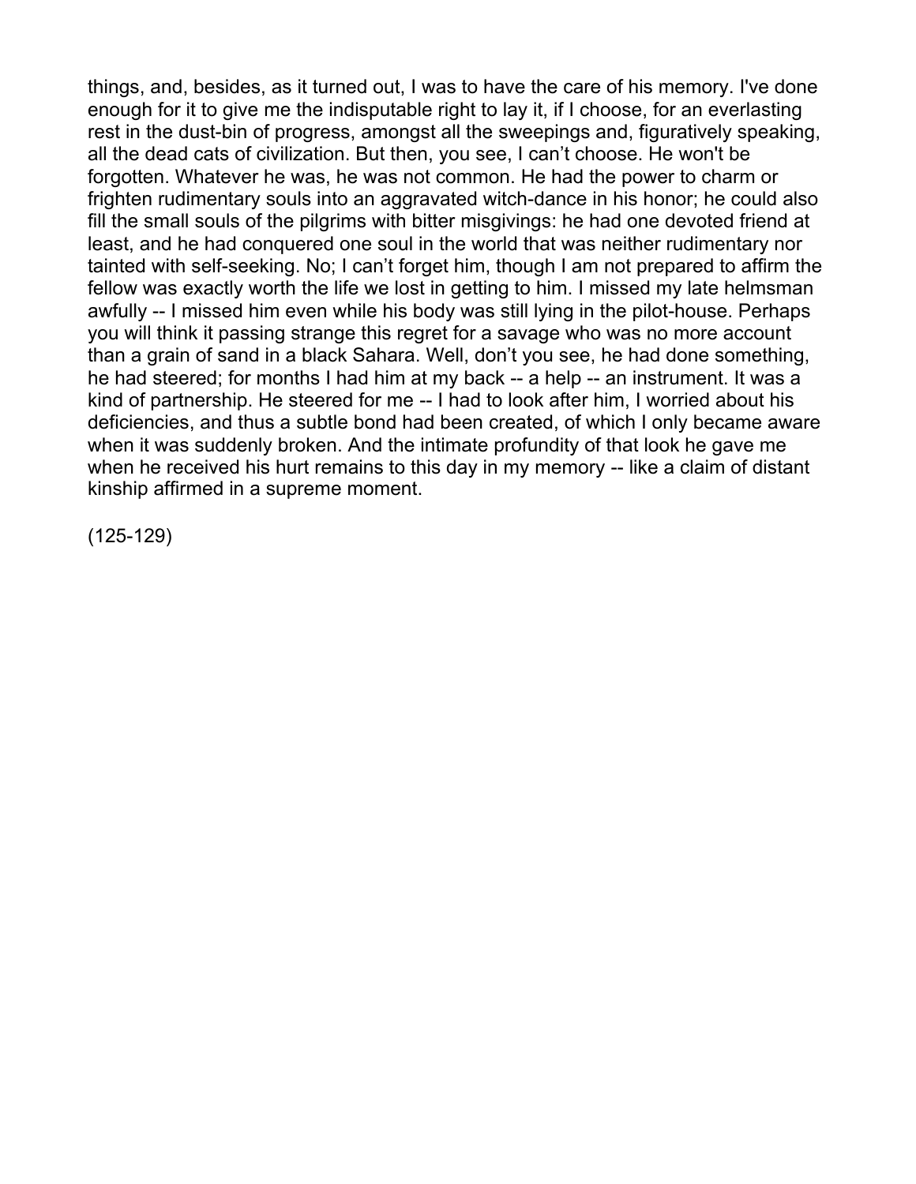things, and, besides, as it turned out, I was to have the care of his memory. I've done enough for it to give me the indisputable right to lay it, if I choose, for an everlasting rest in the dust-bin of progress, amongst all the sweepings and, figuratively speaking, all the dead cats of civilization. But then, you see, I can't choose. He won't be forgotten. Whatever he was, he was not common. He had the power to charm or frighten rudimentary souls into an aggravated witch-dance in his honor; he could also fill the small souls of the pilgrims with bitter misgivings: he had one devoted friend at least, and he had conquered one soul in the world that was neither rudimentary nor tainted with self-seeking. No; I can't forget him, though I am not prepared to affirm the fellow was exactly worth the life we lost in getting to him. I missed my late helmsman awfully -- I missed him even while his body was still lying in the pilot-house. Perhaps you will think it passing strange this regret for a savage who was no more account than a grain of sand in a black Sahara. Well, don't you see, he had done something, he had steered; for months I had him at my back -- a help -- an instrument. It was a kind of partnership. He steered for me -- I had to look after him, I worried about his deficiencies, and thus a subtle bond had been created, of which I only became aware when it was suddenly broken. And the intimate profundity of that look he gave me when he received his hurt remains to this day in my memory -- like a claim of distant kinship affirmed in a supreme moment.

(125-129)